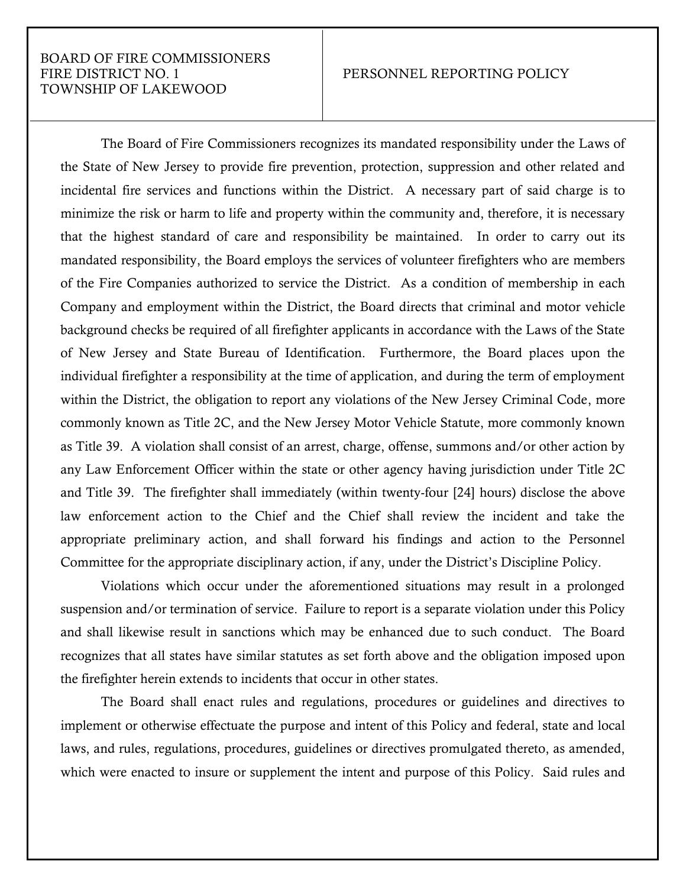| BOARD OF FIRE COMMISSIONERS<br>FIRE DISTRICT NO. 1<br>TOWNSHIP OF LAKEWOOD | PERSONNEL REPORTING POLICY |
|---|---|

The Board of Fire Commissioners recognizes its mandated responsibility under the Laws of the State of New Jersey to provide fire prevention, protection, suppression and other related and incidental fire services and functions within the District. A necessary part of said charge is to minimize the risk or harm to life and property within the community and, therefore, it is necessary that the highest standard of care and responsibility be maintained. In order to carry out its mandated responsibility, the Board employs the services of volunteer firefighters who are members of the Fire Companies authorized to service the District. As a condition of membership in each Company and employment within the District, the Board directs that criminal and motor vehicle background checks be required of all firefighter applicants in accordance with the Laws of the State of New Jersey and State Bureau of Identification. Furthermore, the Board places upon the individual firefighter a responsibility at the time of application, and during the term of employment within the District, the obligation to report any violations of the New Jersey Criminal Code, more commonly known as Title 2C, and the New Jersey Motor Vehicle Statute, more commonly known as Title 39. A violation shall consist of an arrest, charge, offense, summons and/or other action by any Law Enforcement Officer within the state or other agency having jurisdiction under Title 2C and Title 39. The firefighter shall immediately (within twenty-four [24] hours) disclose the above law enforcement action to the Chief and the Chief shall review the incident and take the appropriate preliminary action, and shall forward his findings and action to the Personnel Committee for the appropriate disciplinary action, if any, under the District's Discipline Policy.

Violations which occur under the aforementioned situations may result in a prolonged suspension and/or termination of service. Failure to report is a separate violation under this Policy and shall likewise result in sanctions which may be enhanced due to such conduct. The Board recognizes that all states have similar statutes as set forth above and the obligation imposed upon the firefighter herein extends to incidents that occur in other states.

The Board shall enact rules and regulations, procedures or guidelines and directives to implement or otherwise effectuate the purpose and intent of this Policy and federal, state and local laws, and rules, regulations, procedures, guidelines or directives promulgated thereto, as amended, which were enacted to insure or supplement the intent and purpose of this Policy. Said rules and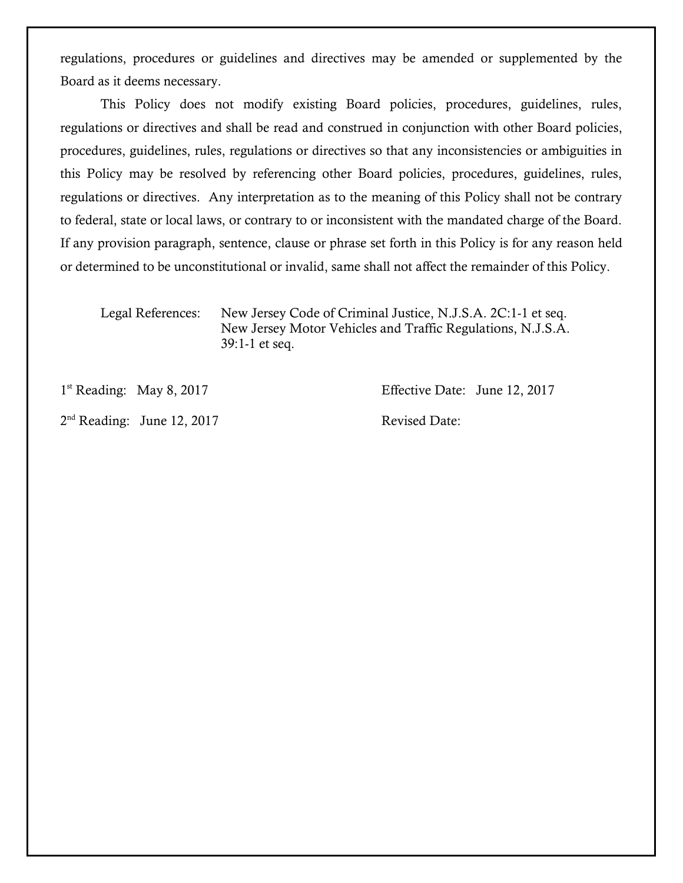regulations, procedures or guidelines and directives may be amended or supplemented by the Board as it deems necessary.

This Policy does not modify existing Board policies, procedures, guidelines, rules, regulations or directives and shall be read and construed in conjunction with other Board policies, procedures, guidelines, rules, regulations or directives so that any inconsistencies or ambiguities in this Policy may be resolved by referencing other Board policies, procedures, guidelines, rules, regulations or directives. Any interpretation as to the meaning of this Policy shall not be contrary to federal, state or local laws, or contrary to or inconsistent with the mandated charge of the Board. If any provision paragraph, sentence, clause or phrase set forth in this Policy is for any reason held or determined to be unconstitutional or invalid, same shall not affect the remainder of this Policy.

Legal References: New Jersey Code of Criminal Justice, N.J.S.A. 2C:1-1 et seq.
New Jersey Motor Vehicles and Traffic Regulations, N.J.S.A. 39:1-1 et seq.

1st Reading: May 8, 2017

Effective Date: June 12, 2017

2nd Reading: June 12, 2017

Revised Date: